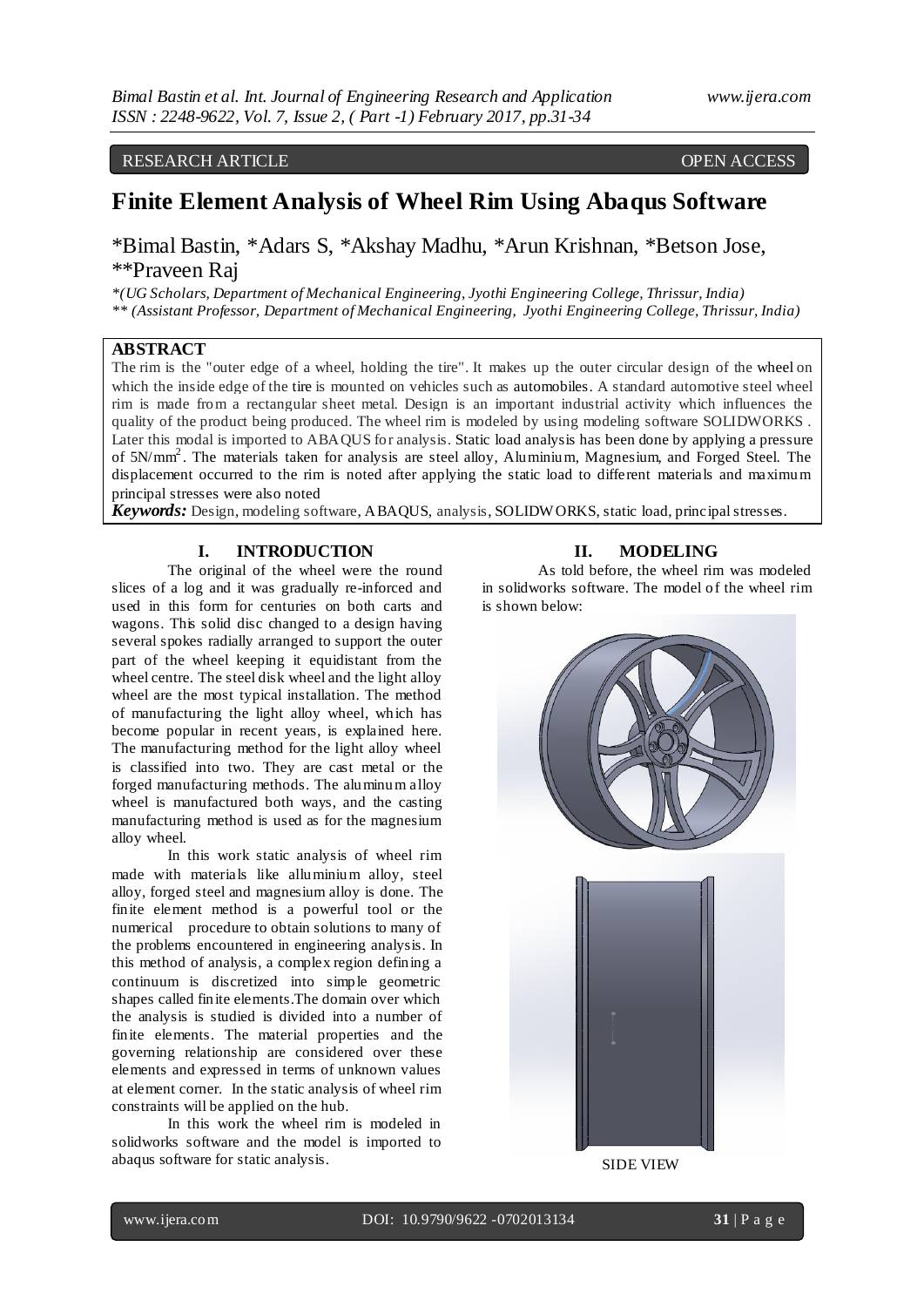RESEARCH ARTICLE OPEN ACCESS

# Finite Element Analysis of Wheel Rim Using Abaqus Software

\*Bimal Bastin, \*Adars S, \*Akshay Madhu, \*Arun Krishnan, \*Betson Jose, \*\*Praveen Raj

*\*(UG Scholars, Department of Mechanical Engineering, Jyothi Engineering College, Thrissur, India)*
*\*\* (Assistant Professor, Department of Mechanical Engineering, Jyothi Engineering College, Thrissur, India)*

## ABSTRACT

The rim is the "outer edge of a wheel, holding the tire". It makes up the outer circular design of the wheel on which the inside edge of the tire is mounted on vehicles such as automobiles. A standard automotive steel wheel rim is made from a rectangular sheet metal. Design is an important industrial activity which influences the quality of the product being produced. The wheel rim is modeled by using modeling software SOLIDWORKS . Later this modal is imported to ABAQUS for analysis. Static load analysis has been done by applying a pressure of $5N/mm^2$. The materials taken for analysis are steel alloy, Aluminium, Magnesium, and Forged Steel. The displacement occurred to the rim is noted after applying the static load to different materials and maximum principal stresses were also noted

***Keywords:*** Design, modeling software, ABAQUS, analysis, SOLIDWORKS, static load, principal stresses.

## I. INTRODUCTION

The original of the wheel were the round slices of a log and it was gradually re-inforced and used in this form for centuries on both carts and wagons. This solid disc changed to a design having several spokes radially arranged to support the outer part of the wheel keeping it equidistant from the wheel centre. The steel disk wheel and the light alloy wheel are the most typical installation. The method of manufacturing the light alloy wheel, which has become popular in recent years, is explained here. The manufacturing method for the light alloy wheel is classified into two. They are cast metal or the forged manufacturing methods. The aluminum alloy wheel is manufactured both ways, and the casting manufacturing method is used as for the magnesium alloy wheel.

In this work static analysis of wheel rim made with materials like alluminium alloy, steel alloy, forged steel and magnesium alloy is done. The finite element method is a powerful tool or the numerical procedure to obtain solutions to many of the problems encountered in engineering analysis. In this method of analysis, a complex region defining a continuum is discretized into simple geometric shapes called finite elements.The domain over which the analysis is studied is divided into a number of finite elements. The material properties and the governing relationship are considered over these elements and expressed in terms of unknown values at element corner. In the static analysis of wheel rim constraints will be applied on the hub.

In this work the wheel rim is modeled in solidworks software and the model is imported to abaqus software for static analysis.

## II. MODELING

As told before, the wheel rim was modeled in solidworks software. The model of the wheel rim is shown below:

SIDE VIEW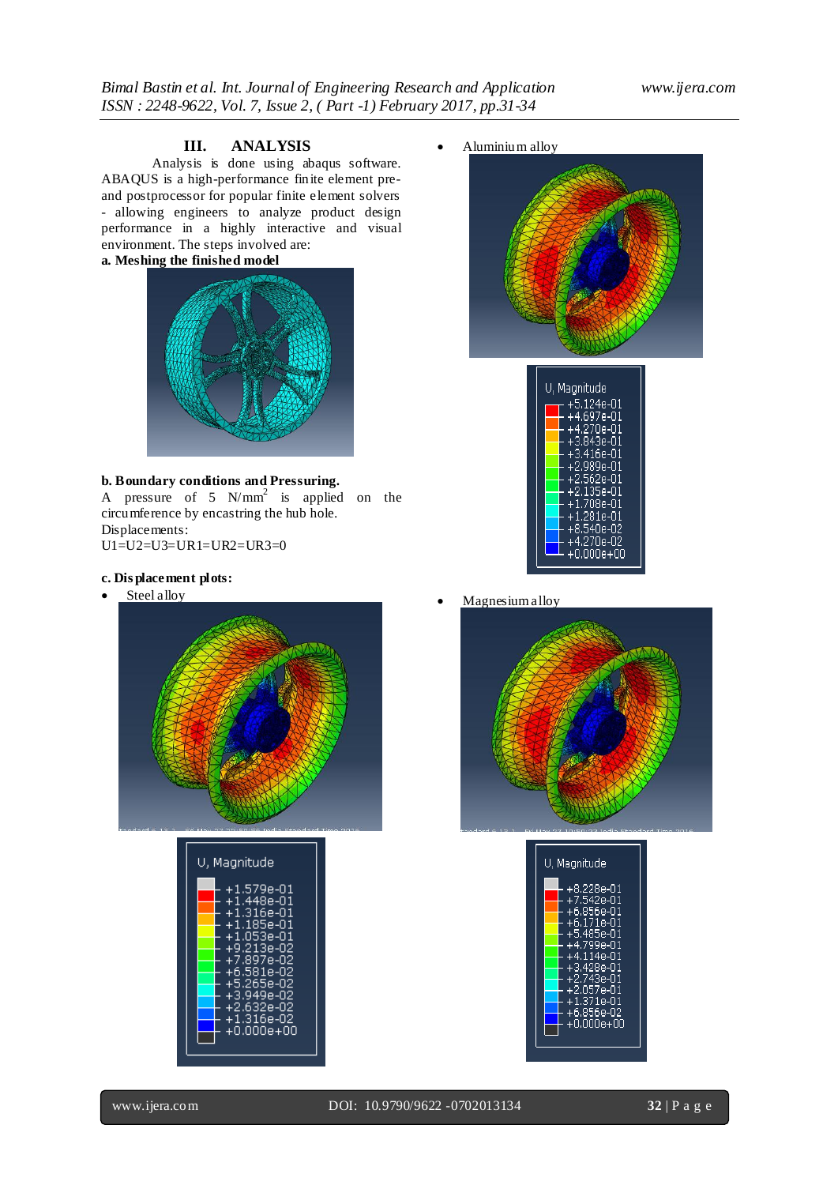## III. ANALYSIS

Analysis is done using abaqus software. ABAQUS is a high-performance finite element pre- and postprocessor for popular finite element solvers - allowing engineers to analyze product design performance in a highly interactive and visual environment. The steps involved are:

**a. Meshing the finished model**

**b. Boundary conditions and Pressuring.**

A pressure of 5 $N/mm^2$ is applied on the circumference by encastring the hub hole.

Displacements:

U1=U2=U3=UR1=UR2=UR3=0

**c. Displacement plots:**

- Steel alloy

U, Magnitude

+1.579e-01
+1.448e-01
+1.316e-01
+1.185e-01
+1.053e-01
+9.213e-02
+7.897e-02
+6.581e-02
+5.265e-02
+3.949e-02
+2.632e-02
+1.316e-02
+0.000e+00

- Aluminium alloy

U, Magnitude

+5.124e-01
+4.697e-01
+4.270e-01
+3.843e-01
+3.416e-01
+2.989e-01
+2.562e-01
+2.135e-01
+1.708e-01
+1.281e-01
+8.540e-02
+4.270e-02
+0.000e+00

- Magnesium alloy

U, Magnitude

+8.228e-01
+7.542e-01
+6.856e-01
+6.171e-01
+5.485e-01
+4.799e-01
+4.114e-01
+3.428e-01
+2.743e-01
+2.057e-01
+1.371e-01
+6.856e-02
+0.000e+00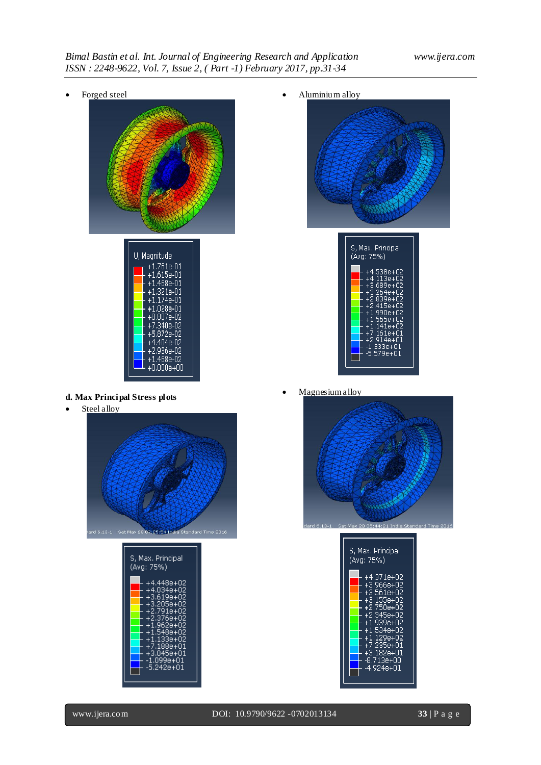- Forged steel

- Aluminium alloy

### d. Max Principal Stress plots

- Steel alloy

- Magnesium alloy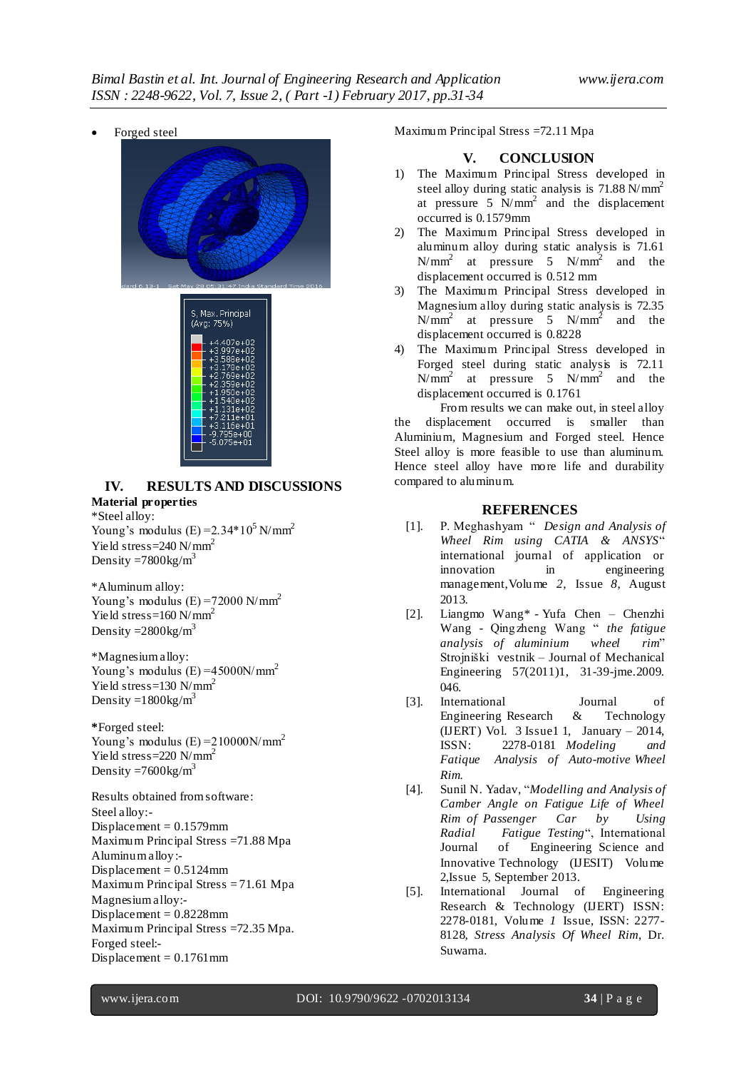- Forged steel

S, Max. Principal
(Avg: 75%)

+4.407e+02
+3.997e+02
+3.588e+02
+3.178e+02
+2.769e+02
+2.359e+02
+1.950e+02
+1.540e+02
+1.131e+02
+7.211e+01
+3.116e+01
-9.795e+00
-5.075e+01

## IV. RESULTS AND DISCUSSIONS

**Material properties**

*Steel alloy:
Young's modulus (E) =$2.34*10^5$ N/mm$^2$
Yield stress=240 N/mm$^2$
Density =7800kg/m$^3$

*Aluminum alloy:
Young's modulus (E) =72000 N/mm$^2$
Yield stress=160 N/mm$^2$
Density =2800kg/m$^3$

*Magnesium alloy:
Young's modulus (E) =45000N/mm$^2$
Yield stress=130 N/mm$^2$
Density =1800kg/m$^3$

***Forged steel:**
Young's modulus (E) =210000N/mm$^2$
Yield stress=220 N/mm$^2$
Density =7600kg/m$^3$

Results obtained from software:
Steel alloy:-
Displacement = 0.1579mm
Maximum Principal Stress =71.88 Mpa
Aluminum alloy:-
Displacement = 0.5124mm
Maximum Principal Stress = 71.61 Mpa
Magnesium alloy:-
Displacement = 0.8228mm
Maximum Principal Stress =72.35 Mpa.
Forged steel:-
Displacement = 0.1761mm
Maximum Principal Stress =72.11 Mpa

## V. CONCLUSION

1) The Maximum Principal Stress developed in steel alloy during static analysis is 71.88 N/mm$^2$ at pressure 5 N/mm$^2$ and the displacement occurred is 0.1579mm
2) The Maximum Principal Stress developed in aluminum alloy during static analysis is 71.61 N/mm$^2$ at pressure 5 N/mm$^2$ and the displacement occurred is 0.512 mm
3) The Maximum Principal Stress developed in Magnesium alloy during static analysis is 72.35 N/mm$^2$ at pressure 5 N/mm$^2$ and the displacement occurred is 0.8228
4) The Maximum Principal Stress developed in Forged steel during static analysis is 72.11 N/mm$^2$ at pressure 5 N/mm$^2$ and the displacement occurred is 0.1761

From results we can make out, in steel alloy the displacement occurred is smaller than Aluminium, Magnesium and Forged steel. Hence Steel alloy is more feasible to use than aluminum. Hence steel alloy have more life and durability compared to aluminum.

## REFERENCES

[1]. P. Meghashyam " *Design and Analysis of Wheel Rim using CATIA & ANSYS*" international journal of application or innovation in engineering management, Volume *2*, Issue *8*, August 2013.

[2]. Liangmo Wang* - Yufa Chen – Chenzhi Wang - Qingzheng Wang " *the fatigue analysis of aluminium wheel rim*" Strojniški vestnik – Journal of Mechanical Engineering 57(2011)1, 31-39-jme.2009.046.

[3]. International Journal of Engineering Research & Technology (IJERT) Vol. 3 Issue1 1, January – 2014, ISSN: 2278-0181 *Modeling and Fatique Analysis of Auto-motive Wheel Rim.*

[4]. Sunil N. Yadav, "*Modelling and Analysis of Camber Angle on Fatigue Life of Wheel Rim of Passenger Car by Using Radial Fatigue Testing*", International Journal of Engineering Science and Innovative Technology (IJESIT) Volume 2,Issue 5, September 2013.

[5]. International Journal of Engineering Research & Technology (IJERT) ISSN: 2278-0181, Volume *1* Issue, ISSN: 2277-8128, *Stress Analysis Of Wheel Rim*, Dr. Suwarna.